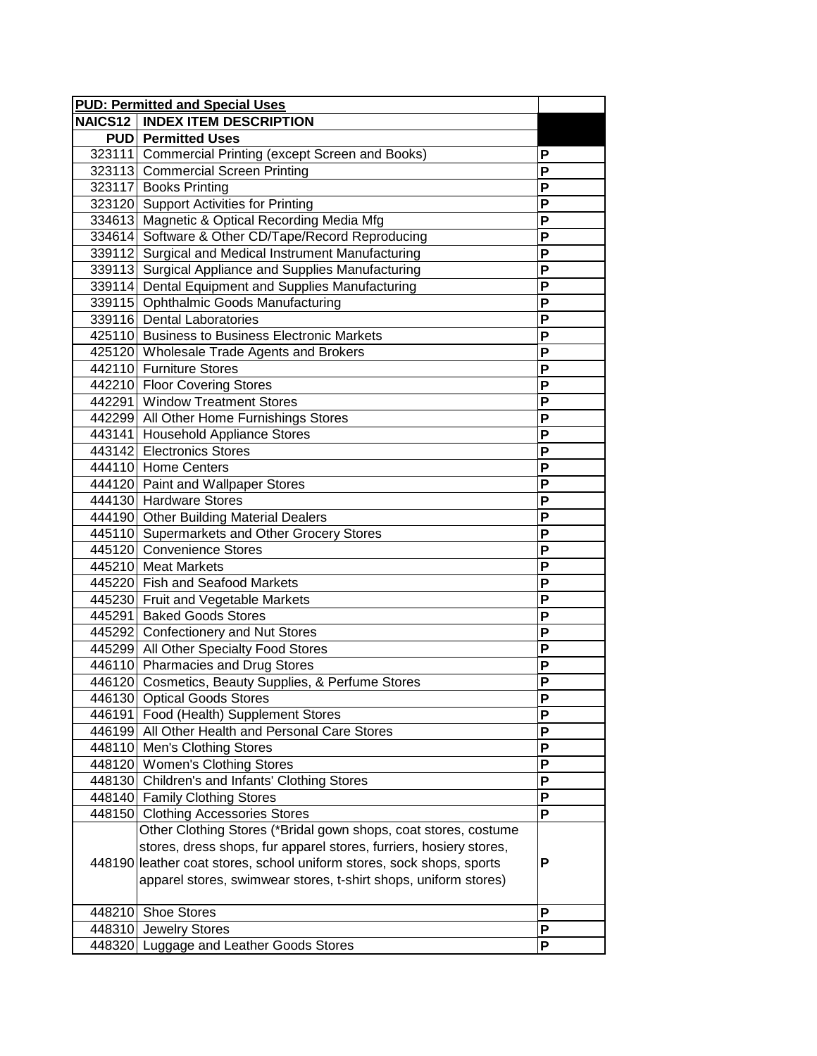| PUD: Permitted and Special Uses | | |
|---|---|---|
| NAICS12 | INDEX ITEM DESCRIPTION | |
| PUD | Permitted Uses | |
| 323111 | Commercial Printing (except Screen and Books) | P |
| 323113 | Commercial Screen Printing | P |
| 323117 | Books Printing | P |
| 323120 | Support Activities for Printing | P |
| 334613 | Magnetic & Optical Recording Media Mfg | P |
| 334614 | Software & Other CD/Tape/Record Reproducing | P |
| 339112 | Surgical and Medical Instrument Manufacturing | P |
| 339113 | Surgical Appliance and Supplies Manufacturing | P |
| 339114 | Dental Equipment and Supplies Manufacturing | P |
| 339115 | Ophthalmic Goods Manufacturing | P |
| 339116 | Dental Laboratories | P |
| 425110 | Business to Business Electronic Markets | P |
| 425120 | Wholesale Trade Agents and Brokers | P |
| 442110 | Furniture Stores | P |
| 442210 | Floor Covering Stores | P |
| 442291 | Window Treatment Stores | P |
| 442299 | All Other Home Furnishings Stores | P |
| 443141 | Household Appliance Stores | P |
| 443142 | Electronics Stores | P |
| 444110 | Home Centers | P |
| 444120 | Paint and Wallpaper Stores | P |
| 444130 | Hardware Stores | P |
| 444190 | Other Building Material Dealers | P |
| 445110 | Supermarkets and Other Grocery Stores | P |
| 445120 | Convenience Stores | P |
| 445210 | Meat Markets | P |
| 445220 | Fish and Seafood Markets | P |
| 445230 | Fruit and Vegetable Markets | P |
| 445291 | Baked Goods Stores | P |
| 445292 | Confectionery and Nut Stores | P |
| 445299 | All Other Specialty Food Stores | P |
| 446110 | Pharmacies and Drug Stores | P |
| 446120 | Cosmetics, Beauty Supplies, & Perfume Stores | P |
| 446130 | Optical Goods Stores | P |
| 446191 | Food (Health) Supplement Stores | P |
| 446199 | All Other Health and Personal Care Stores | P |
| 448110 | Men's Clothing Stores | P |
| 448120 | Women's Clothing Stores | P |
| 448130 | Children's and Infants' Clothing Stores | P |
| 448140 | Family Clothing Stores | P |
| 448150 | Clothing Accessories Stores | P |
| 448190 | Other Clothing Stores (*Bridal gown shops, coat stores, costume stores, dress shops, fur apparel stores, furriers, hosiery stores, leather coat stores, school uniform stores, sock shops, sports apparel stores, swimwear stores, t-shirt shops, uniform stores) | P |
| 448210 | Shoe Stores | P |
| 448310 | Jewelry Stores | P |
| 448320 | Luggage and Leather Goods Stores | P |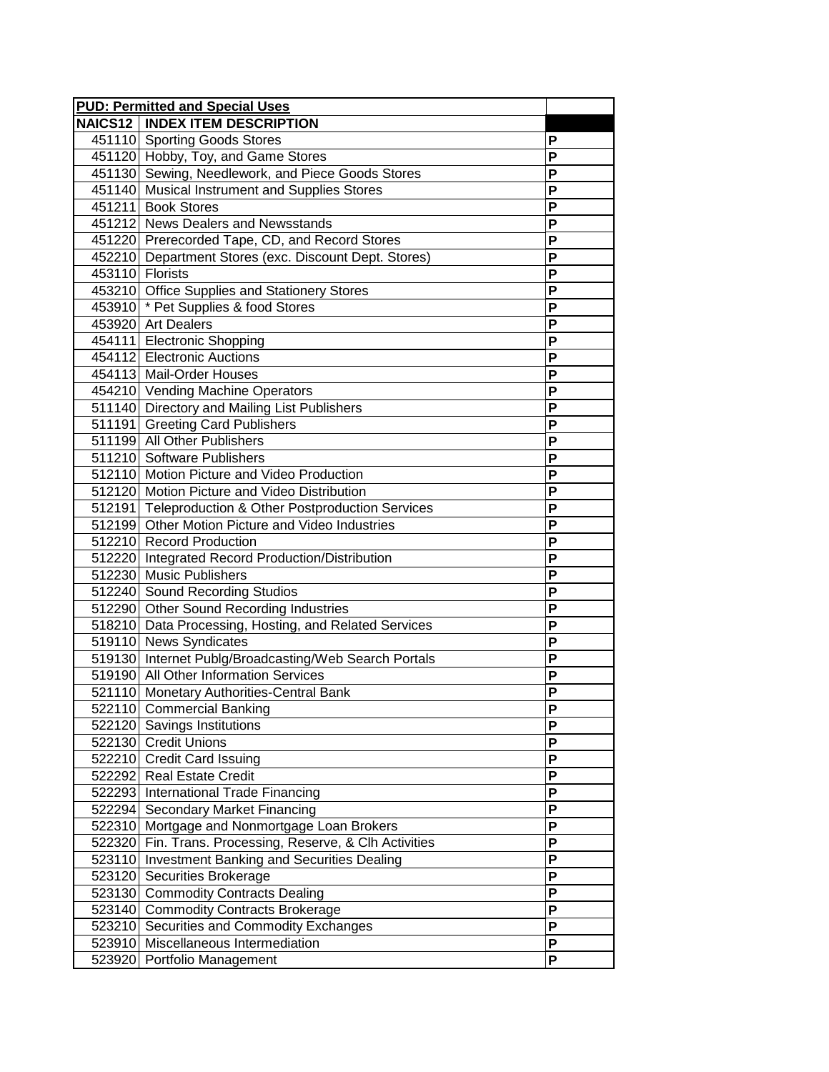| **PUD: Permitted and Special Uses** | | |
|---|---|---|
| **NAICS12** | **INDEX ITEM DESCRIPTION** | |
| 451110 | Sporting Goods Stores | P |
| 451120 | Hobby, Toy, and Game Stores | P |
| 451130 | Sewing, Needlework, and Piece Goods Stores | P |
| 451140 | Musical Instrument and Supplies Stores | P |
| 451211 | Book Stores | P |
| 451212 | News Dealers and Newsstands | P |
| 451220 | Prerecorded Tape, CD, and Record Stores | P |
| 452210 | Department Stores (exc. Discount Dept. Stores) | P |
| 453110 | Florists | P |
| 453210 | Office Supplies and Stationery Stores | P |
| 453910 | * Pet Supplies & food Stores | P |
| 453920 | Art Dealers | P |
| 454111 | Electronic Shopping | P |
| 454112 | Electronic Auctions | P |
| 454113 | Mail-Order Houses | P |
| 454210 | Vending Machine Operators | P |
| 511140 | Directory and Mailing List Publishers | P |
| 511191 | Greeting Card Publishers | P |
| 511199 | All Other Publishers | P |
| 511210 | Software Publishers | P |
| 512110 | Motion Picture and Video Production | P |
| 512120 | Motion Picture and Video Distribution | P |
| 512191 | Teleproduction & Other Postproduction Services | P |
| 512199 | Other Motion Picture and Video Industries | P |
| 512210 | Record Production | P |
| 512220 | Integrated Record Production/Distribution | P |
| 512230 | Music Publishers | P |
| 512240 | Sound Recording Studios | P |
| 512290 | Other Sound Recording Industries | P |
| 518210 | Data Processing, Hosting, and Related Services | P |
| 519110 | News Syndicates | P |
| 519130 | Internet Publg/Broadcasting/Web Search Portals | P |
| 519190 | All Other Information Services | P |
| 521110 | Monetary Authorities-Central Bank | P |
| 522110 | Commercial Banking | P |
| 522120 | Savings Institutions | P |
| 522130 | Credit Unions | P |
| 522210 | Credit Card Issuing | P |
| 522292 | Real Estate Credit | P |
| 522293 | International Trade Financing | P |
| 522294 | Secondary Market Financing | P |
| 522310 | Mortgage and Nonmortgage Loan Brokers | P |
| 522320 | Fin. Trans. Processing, Reserve, & Clh Activities | P |
| 523110 | Investment Banking and Securities Dealing | P |
| 523120 | Securities Brokerage | P |
| 523130 | Commodity Contracts Dealing | P |
| 523140 | Commodity Contracts Brokerage | P |
| 523210 | Securities and Commodity Exchanges | P |
| 523910 | Miscellaneous Intermediation | P |
| 523920 | Portfolio Management | P |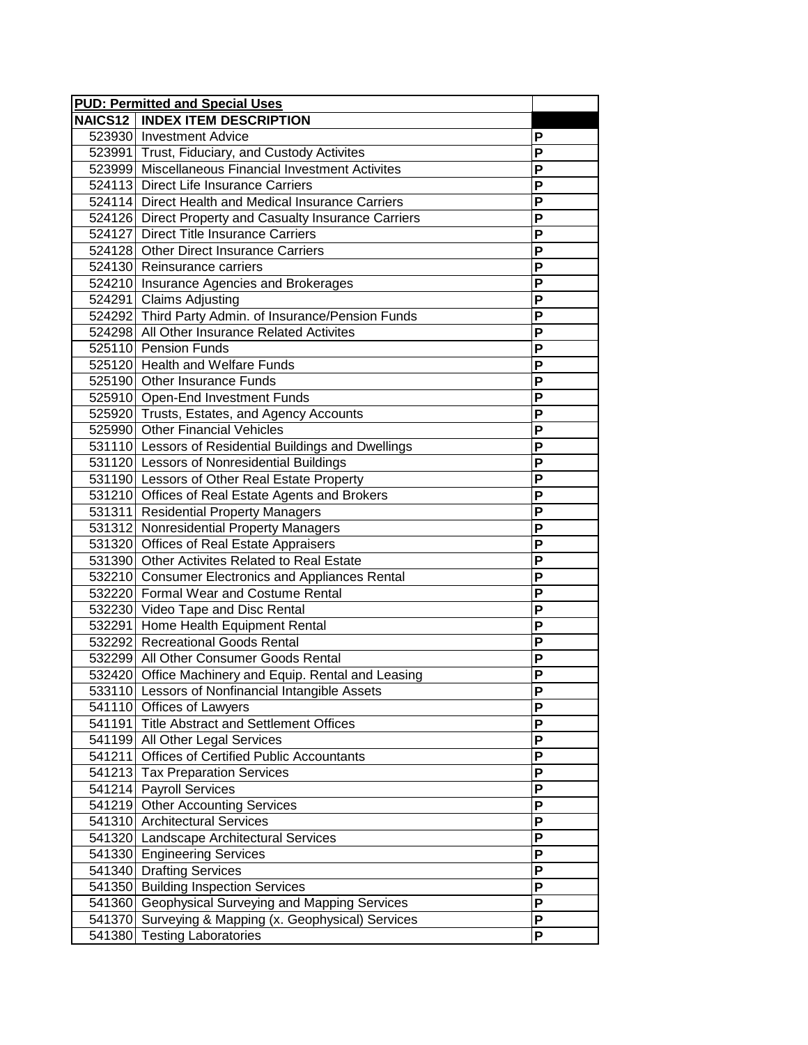| PUD: Permitted and Special Uses | | |
|---|---|---|
| NAICS12 | INDEX ITEM DESCRIPTION | |
| 523930 | Investment Advice | P |
| 523991 | Trust, Fiduciary, and Custody Activites | P |
| 523999 | Miscellaneous Financial Investment Activites | P |
| 524113 | Direct Life Insurance Carriers | P |
| 524114 | Direct Health and Medical Insurance Carriers | P |
| 524126 | Direct Property and Casualty Insurance Carriers | P |
| 524127 | Direct Title Insurance Carriers | P |
| 524128 | Other Direct Insurance Carriers | P |
| 524130 | Reinsurance carriers | P |
| 524210 | Insurance Agencies and Brokerages | P |
| 524291 | Claims Adjusting | P |
| 524292 | Third Party Admin. of Insurance/Pension Funds | P |
| 524298 | All Other Insurance Related Activites | P |
| 525110 | Pension Funds | P |
| 525120 | Health and Welfare Funds | P |
| 525190 | Other Insurance Funds | P |
| 525910 | Open-End Investment Funds | P |
| 525920 | Trusts, Estates, and Agency Accounts | P |
| 525990 | Other Financial Vehicles | P |
| 531110 | Lessors of Residential Buildings and Dwellings | P |
| 531120 | Lessors of Nonresidential Buildings | P |
| 531190 | Lessors of Other Real Estate Property | P |
| 531210 | Offices of Real Estate Agents and Brokers | P |
| 531311 | Residential Property Managers | P |
| 531312 | Nonresidential Property Managers | P |
| 531320 | Offices of Real Estate Appraisers | P |
| 531390 | Other Activites Related to Real Estate | P |
| 532210 | Consumer Electronics and Appliances Rental | P |
| 532220 | Formal Wear and Costume Rental | P |
| 532230 | Video Tape and Disc Rental | P |
| 532291 | Home Health Equipment Rental | P |
| 532292 | Recreational Goods Rental | P |
| 532299 | All Other Consumer Goods Rental | P |
| 532420 | Office Machinery and Equip. Rental and Leasing | P |
| 533110 | Lessors of Nonfinancial Intangible Assets | P |
| 541110 | Offices of Lawyers | P |
| 541191 | Title Abstract and Settlement Offices | P |
| 541199 | All Other Legal Services | P |
| 541211 | Offices of Certified Public Accountants | P |
| 541213 | Tax Preparation Services | P |
| 541214 | Payroll Services | P |
| 541219 | Other Accounting Services | P |
| 541310 | Architectural Services | P |
| 541320 | Landscape Architectural Services | P |
| 541330 | Engineering Services | P |
| 541340 | Drafting Services | P |
| 541350 | Building Inspection Services | P |
| 541360 | Geophysical Surveying and Mapping Services | P |
| 541370 | Surveying & Mapping (x. Geophysical) Services | P |
| 541380 | Testing Laboratories | P |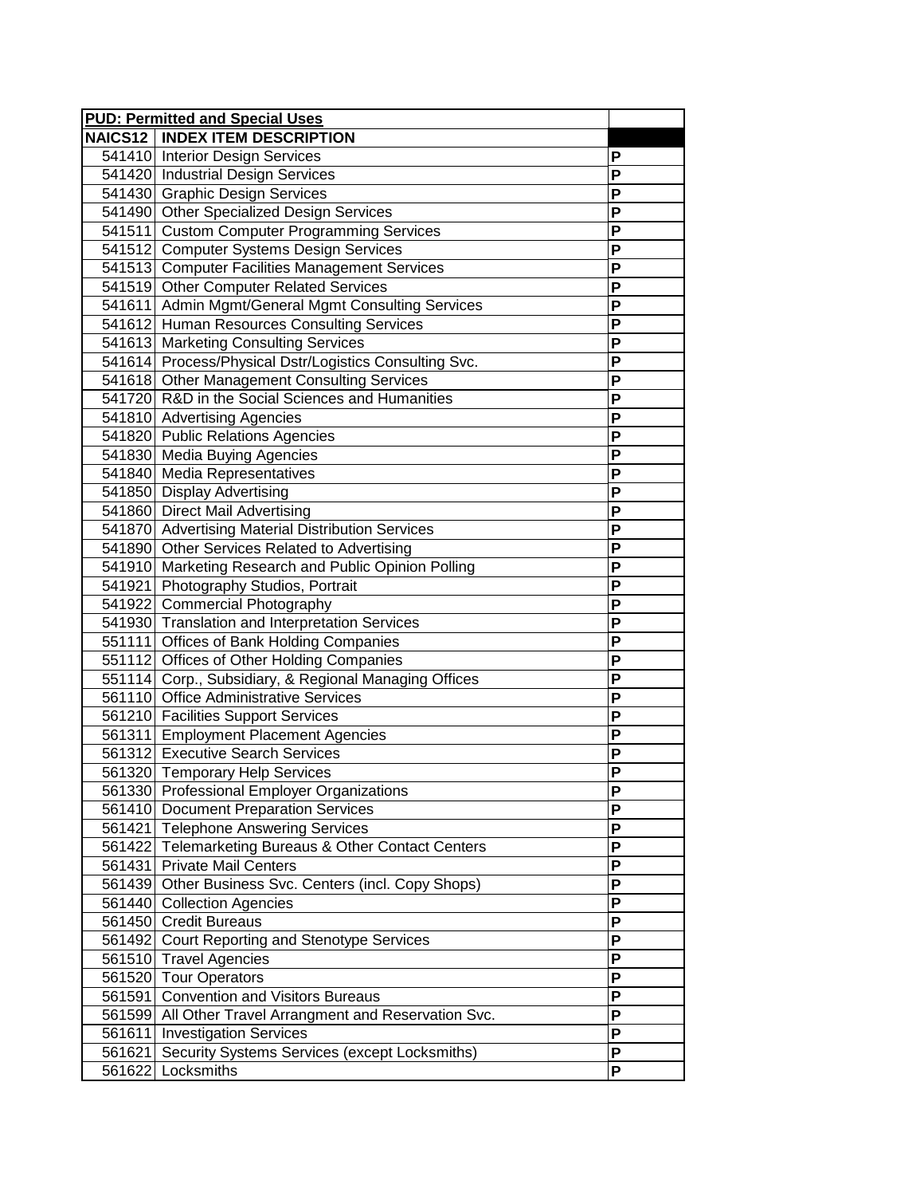| **PUD: Permitted and Special Uses** | | |
|---|---|---|
| **NAICS12** | **INDEX ITEM DESCRIPTION** | |
| 541410 | Interior Design Services | P |
| 541420 | Industrial Design Services | P |
| 541430 | Graphic Design Services | P |
| 541490 | Other Specialized Design Services | P |
| 541511 | Custom Computer Programming Services | P |
| 541512 | Computer Systems Design Services | P |
| 541513 | Computer Facilities Management Services | P |
| 541519 | Other Computer Related Services | P |
| 541611 | Admin Mgmt/General Mgmt Consulting Services | P |
| 541612 | Human Resources Consulting Services | P |
| 541613 | Marketing Consulting Services | P |
| 541614 | Process/Physical Dstr/Logistics Consulting Svc. | P |
| 541618 | Other Management Consulting Services | P |
| 541720 | R&D in the Social Sciences and Humanities | P |
| 541810 | Advertising Agencies | P |
| 541820 | Public Relations Agencies | P |
| 541830 | Media Buying Agencies | P |
| 541840 | Media Representatives | P |
| 541850 | Display Advertising | P |
| 541860 | Direct Mail Advertising | P |
| 541870 | Advertising Material Distribution Services | P |
| 541890 | Other Services Related to Advertising | P |
| 541910 | Marketing Research and Public Opinion Polling | P |
| 541921 | Photography Studios, Portrait | P |
| 541922 | Commercial Photography | P |
| 541930 | Translation and Interpretation Services | P |
| 551111 | Offices of Bank Holding Companies | P |
| 551112 | Offices of Other Holding Companies | P |
| 551114 | Corp., Subsidiary, & Regional Managing Offices | P |
| 561110 | Office Administrative Services | P |
| 561210 | Facilities Support Services | P |
| 561311 | Employment Placement Agencies | P |
| 561312 | Executive Search Services | P |
| 561320 | Temporary Help Services | P |
| 561330 | Professional Employer Organizations | P |
| 561410 | Document Preparation Services | P |
| 561421 | Telephone Answering Services | P |
| 561422 | Telemarketing Bureaus & Other Contact Centers | P |
| 561431 | Private Mail Centers | P |
| 561439 | Other Business Svc. Centers (incl. Copy Shops) | P |
| 561440 | Collection Agencies | P |
| 561450 | Credit Bureaus | P |
| 561492 | Court Reporting and Stenotype Services | P |
| 561510 | Travel Agencies | P |
| 561520 | Tour Operators | P |
| 561591 | Convention and Visitors Bureaus | P |
| 561599 | All Other Travel Arrangment and Reservation Svc. | P |
| 561611 | Investigation Services | P |
| 561621 | Security Systems Services (except Locksmiths) | P |
| 561622 | Locksmiths | P |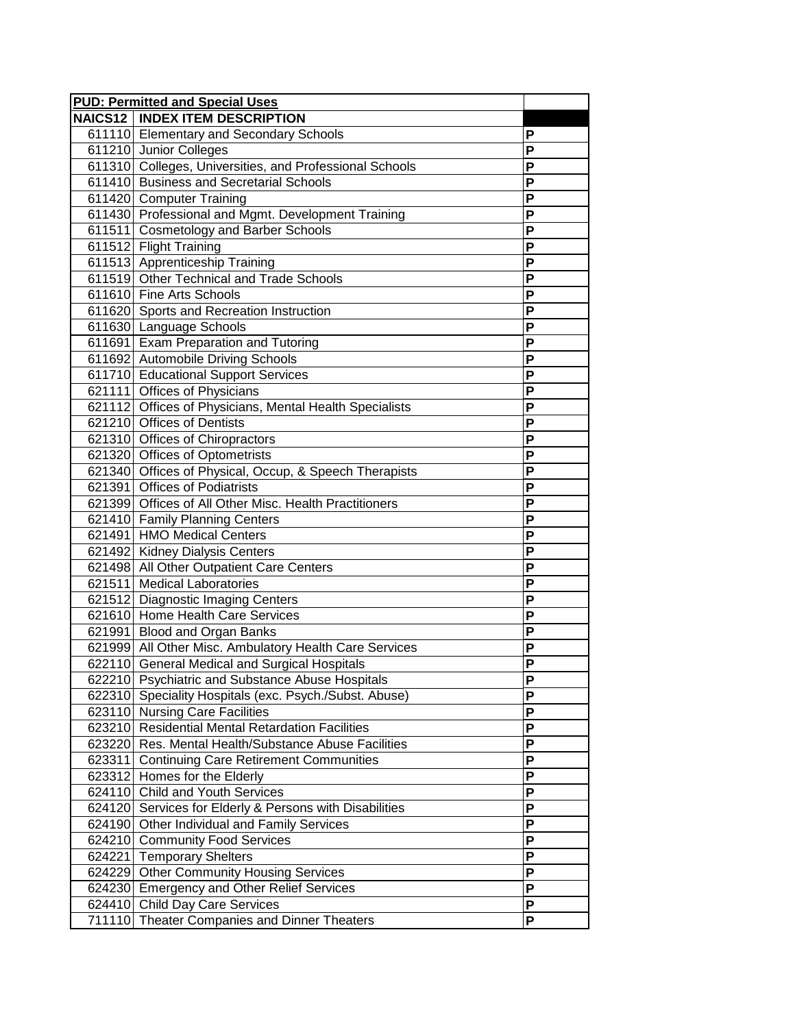| PUD: Permitted and Special Uses | | |
|---|---|---|
| NAICS12 | INDEX ITEM DESCRIPTION | |
| 611110 | Elementary and Secondary Schools | P |
| 611210 | Junior Colleges | P |
| 611310 | Colleges, Universities, and Professional Schools | P |
| 611410 | Business and Secretarial Schools | P |
| 611420 | Computer Training | P |
| 611430 | Professional and Mgmt. Development Training | P |
| 611511 | Cosmetology and Barber Schools | P |
| 611512 | Flight Training | P |
| 611513 | Apprenticeship Training | P |
| 611519 | Other Technical and Trade Schools | P |
| 611610 | Fine Arts Schools | P |
| 611620 | Sports and Recreation Instruction | P |
| 611630 | Language Schools | P |
| 611691 | Exam Preparation and Tutoring | P |
| 611692 | Automobile Driving Schools | P |
| 611710 | Educational Support Services | P |
| 621111 | Offices of Physicians | P |
| 621112 | Offices of Physicians, Mental Health Specialists | P |
| 621210 | Offices of Dentists | P |
| 621310 | Offices of Chiropractors | P |
| 621320 | Offices of Optometrists | P |
| 621340 | Offices of Physical, Occup, & Speech Therapists | P |
| 621391 | Offices of Podiatrists | P |
| 621399 | Offices of All Other Misc. Health Practitioners | P |
| 621410 | Family Planning Centers | P |
| 621491 | HMO Medical Centers | P |
| 621492 | Kidney Dialysis Centers | P |
| 621498 | All Other Outpatient Care Centers | P |
| 621511 | Medical Laboratories | P |
| 621512 | Diagnostic Imaging Centers | P |
| 621610 | Home Health Care Services | P |
| 621991 | Blood and Organ Banks | P |
| 621999 | All Other Misc. Ambulatory Health Care Services | P |
| 622110 | General Medical and Surgical Hospitals | P |
| 622210 | Psychiatric and Substance Abuse Hospitals | P |
| 622310 | Speciality Hospitals (exc. Psych./Subst. Abuse) | P |
| 623110 | Nursing Care Facilities | P |
| 623210 | Residential Mental Retardation Facilities | P |
| 623220 | Res. Mental Health/Substance Abuse Facilities | P |
| 623311 | Continuing Care Retirement Communities | P |
| 623312 | Homes for the Elderly | P |
| 624110 | Child and Youth Services | P |
| 624120 | Services for Elderly & Persons with Disabilities | P |
| 624190 | Other Individual and Family Services | P |
| 624210 | Community Food Services | P |
| 624221 | Temporary Shelters | P |
| 624229 | Other Community Housing Services | P |
| 624230 | Emergency and Other Relief Services | P |
| 624410 | Child Day Care Services | P |
| 711110 | Theater Companies and Dinner Theaters | P |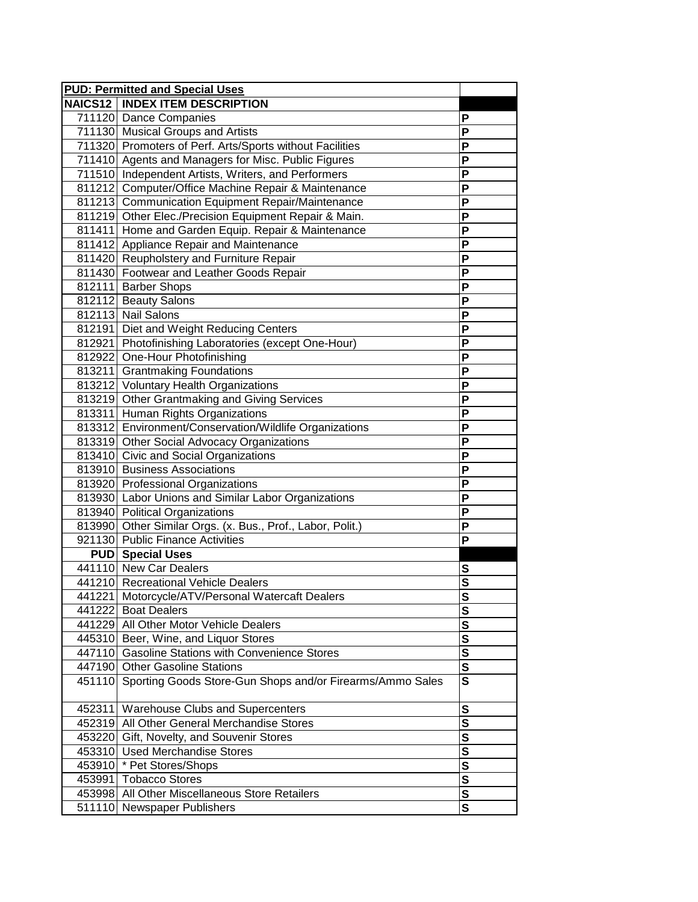| PUD: Permitted and Special Uses | | |
|---|---|---|
| NAICS12 | INDEX ITEM DESCRIPTION | |
| 711120 | Dance Companies | P |
| 711130 | Musical Groups and Artists | P |
| 711320 | Promoters of Perf. Arts/Sports without Facilities | P |
| 711410 | Agents and Managers for Misc. Public Figures | P |
| 711510 | Independent Artists, Writers, and Performers | P |
| 811212 | Computer/Office Machine Repair & Maintenance | P |
| 811213 | Communication Equipment Repair/Maintenance | P |
| 811219 | Other Elec./Precision Equipment Repair & Main. | P |
| 811411 | Home and Garden Equip. Repair & Maintenance | P |
| 811412 | Appliance Repair and Maintenance | P |
| 811420 | Reupholstery and Furniture Repair | P |
| 811430 | Footwear and Leather Goods Repair | P |
| 812111 | Barber Shops | P |
| 812112 | Beauty Salons | P |
| 812113 | Nail Salons | P |
| 812191 | Diet and Weight Reducing Centers | P |
| 812921 | Photofinishing Laboratories (except One-Hour) | P |
| 812922 | One-Hour Photofinishing | P |
| 813211 | Grantmaking Foundations | P |
| 813212 | Voluntary Health Organizations | P |
| 813219 | Other Grantmaking and Giving Services | P |
| 813311 | Human Rights Organizations | P |
| 813312 | Environment/Conservation/Wildlife Organizations | P |
| 813319 | Other Social Advocacy Organizations | P |
| 813410 | Civic and Social Organizations | P |
| 813910 | Business Associations | P |
| 813920 | Professional Organizations | P |
| 813930 | Labor Unions and Similar Labor Organizations | P |
| 813940 | Political Organizations | P |
| 813990 | Other Similar Orgs. (x. Bus., Prof., Labor, Polit.) | P |
| 921130 | Public Finance Activities | P |
| PUD | Special Uses | |
| 441110 | New Car Dealers | S |
| 441210 | Recreational Vehicle Dealers | S |
| 441221 | Motorcycle/ATV/Personal Watercaft Dealers | S |
| 441222 | Boat Dealers | S |
| 441229 | All Other Motor Vehicle Dealers | S |
| 445310 | Beer, Wine, and Liquor Stores | S |
| 447110 | Gasoline Stations with Convenience Stores | S |
| 447190 | Other Gasoline Stations | S |
| 451110 | Sporting Goods Store-Gun Shops and/or Firearms/Ammo Sales | S |
| 452311 | Warehouse Clubs and Supercenters | S |
| 452319 | All Other General Merchandise Stores | S |
| 453220 | Gift, Novelty, and Souvenir Stores | S |
| 453310 | Used Merchandise Stores | S |
| 453910 | * Pet Stores/Shops | S |
| 453991 | Tobacco Stores | S |
| 453998 | All Other Miscellaneous Store Retailers | S |
| 511110 | Newspaper Publishers | S |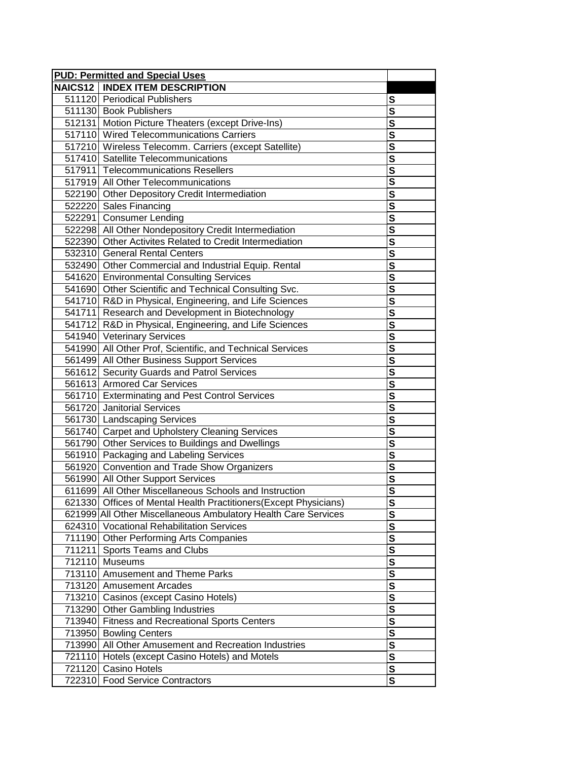| **PUD: Permitted and Special Uses** | | |
|---|---|---|
| **NAICS12** | **INDEX ITEM DESCRIPTION** | |
| 511120 | Periodical Publishers | **S** |
| 511130 | Book Publishers | **S** |
| 512131 | Motion Picture Theaters (except Drive-Ins) | **S** |
| 517110 | Wired Telecommunications Carriers | **S** |
| 517210 | Wireless Telecomm. Carriers (except Satellite) | **S** |
| 517410 | Satellite Telecommunications | **S** |
| 517911 | Telecommunications Resellers | **S** |
| 517919 | All Other Telecommunications | **S** |
| 522190 | Other Depository Credit Intermediation | **S** |
| 522220 | Sales Financing | **S** |
| 522291 | Consumer Lending | **S** |
| 522298 | All Other Nondepository Credit Intermediation | **S** |
| 522390 | Other Activites Related to Credit Intermediation | **S** |
| 532310 | General Rental Centers | **S** |
| 532490 | Other Commercial and Industrial Equip. Rental | **S** |
| 541620 | Environmental Consulting Services | **S** |
| 541690 | Other Scientific and Technical Consulting Svc. | **S** |
| 541710 | R&D in Physical, Engineering, and Life Sciences | **S** |
| 541711 | Research and Development in Biotechnology | **S** |
| 541712 | R&D in Physical, Engineering, and Life Sciences | **S** |
| 541940 | Veterinary Services | **S** |
| 541990 | All Other Prof, Scientific, and Technical Services | **S** |
| 561499 | All Other Business Support Services | **S** |
| 561612 | Security Guards and Patrol Services | **S** |
| 561613 | Armored Car Services | **S** |
| 561710 | Exterminating and Pest Control Services | **S** |
| 561720 | Janitorial Services | **S** |
| 561730 | Landscaping Services | **S** |
| 561740 | Carpet and Upholstery Cleaning Services | **S** |
| 561790 | Other Services to Buildings and Dwellings | **S** |
| 561910 | Packaging and Labeling Services | **S** |
| 561920 | Convention and Trade Show Organizers | **S** |
| 561990 | All Other Support Services | **S** |
| 611699 | All Other Miscellaneous Schools and Instruction | **S** |
| 621330 | Offices of Mental Health Practitioners(Except Physicians) | **S** |
| 621999 | All Other Miscellaneous Ambulatory Health Care Services | **S** |
| 624310 | Vocational Rehabilitation Services | **S** |
| 711190 | Other Performing Arts Companies | **S** |
| 711211 | Sports Teams and Clubs | **S** |
| 712110 | Museums | **S** |
| 713110 | Amusement and Theme Parks | **S** |
| 713120 | Amusement Arcades | **S** |
| 713210 | Casinos (except Casino Hotels) | **S** |
| 713290 | Other Gambling Industries | **S** |
| 713940 | Fitness and Recreational Sports Centers | **S** |
| 713950 | Bowling Centers | **S** |
| 713990 | All Other Amusement and Recreation Industries | **S** |
| 721110 | Hotels (except Casino Hotels) and Motels | **S** |
| 721120 | Casino Hotels | **S** |
| 722310 | Food Service Contractors | **S** |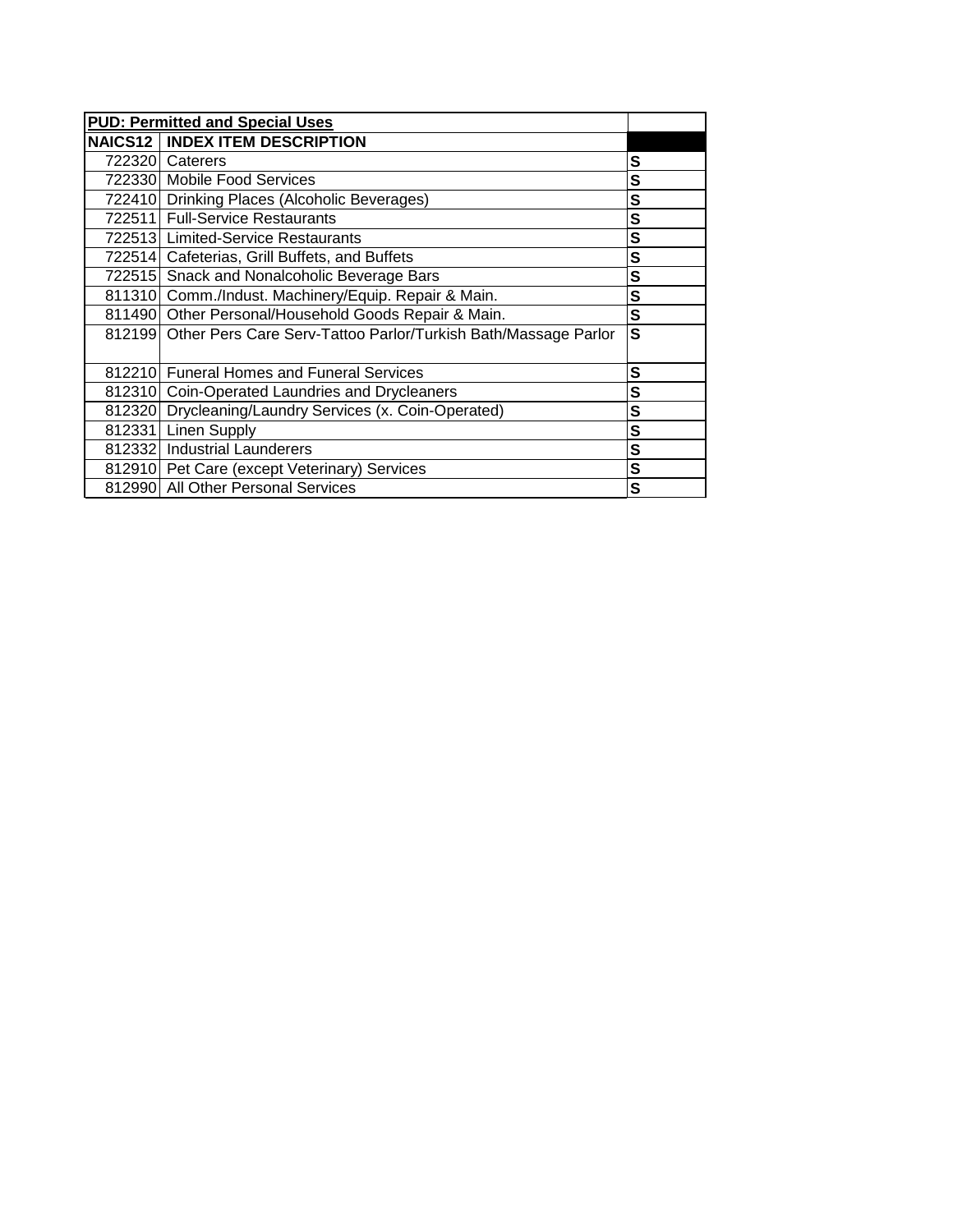| PUD: Permitted and Special Uses | | |
| --- | --- | --- |
| NAICS12 | INDEX ITEM DESCRIPTION | |
| 722320 | Caterers | S |
| 722330 | Mobile Food Services | S |
| 722410 | Drinking Places (Alcoholic Beverages) | S |
| 722511 | Full-Service Restaurants | S |
| 722513 | Limited-Service Restaurants | S |
| 722514 | Cafeterias, Grill Buffets, and Buffets | S |
| 722515 | Snack and Nonalcoholic Beverage Bars | S |
| 811310 | Comm./Indust. Machinery/Equip. Repair & Main. | S |
| 811490 | Other Personal/Household Goods Repair & Main. | S |
| 812199 | Other Pers Care Serv-Tattoo Parlor/Turkish Bath/Massage Parlor | S |
| 812210 | Funeral Homes and Funeral Services | S |
| 812310 | Coin-Operated Laundries and Drycleaners | S |
| 812320 | Drycleaning/Laundry Services (x. Coin-Operated) | S |
| 812331 | Linen Supply | S |
| 812332 | Industrial Launderers | S |
| 812910 | Pet Care (except Veterinary) Services | S |
| 812990 | All Other Personal Services | S |